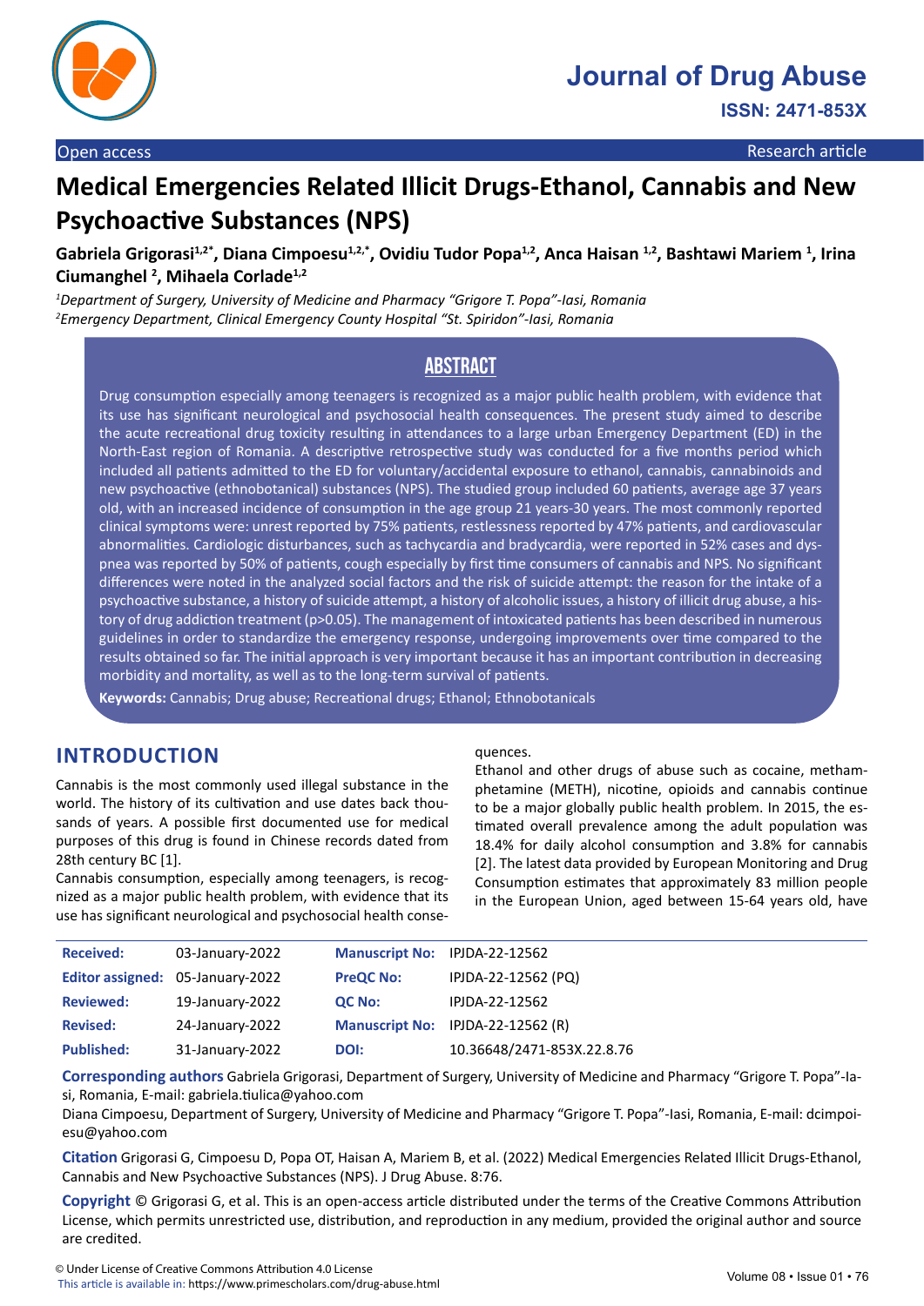Open access | Research article

# Medical Emergencies Related Illicit Drugs-Ethanol, Cannabis and New Psychoactive Substances (NPS)

**Gabriela Grigorasi[1,2*], Diana Cimpoesu[1,2,*], Ovidiu Tudor Popa[1,2], Anca Haisan [1,2], Bashtawi Mariem [1], Irina Ciumanghel [2], Mihaela Corlade[1,2]**

*[1]Department of Surgery, University of Medicine and Pharmacy "Grigore T. Popa"-Iasi, Romania*
*[2]Emergency Department, Clinical Emergency County Hospital "St. Spiridon"-Iasi, Romania*

## ABSTRACT

Drug consumption especially among teenagers is recognized as a major public health problem, with evidence that its use has significant neurological and psychosocial health consequences. The present study aimed to describe the acute recreational drug toxicity resulting in attendances to a large urban Emergency Department (ED) in the North-East region of Romania. A descriptive retrospective study was conducted for a five months period which included all patients admitted to the ED for voluntary/accidental exposure to ethanol, cannabis, cannabinoids and new psychoactive (ethnobotanical) substances (NPS). The studied group included 60 patients, average age 37 years old, with an increased incidence of consumption in the age group 21 years-30 years. The most commonly reported clinical symptoms were: unrest reported by 75% patients, restlessness reported by 47% patients, and cardiovascular abnormalities. Cardiologic disturbances, such as tachycardia and bradycardia, were reported in 52% cases and dyspnea was reported by 50% of patients, cough especially by first time consumers of cannabis and NPS. No significant differences were noted in the analyzed social factors and the risk of suicide attempt: the reason for the intake of a psychoactive substance, a history of suicide attempt, a history of alcoholic issues, a history of illicit drug abuse, a history of drug addiction treatment ($p>0.05$). The management of intoxicated patients has been described in numerous guidelines in order to standardize the emergency response, undergoing improvements over time compared to the results obtained so far. The initial approach is very important because it has an important contribution in decreasing morbidity and mortality, as well as to the long-term survival of patients.

**Keywords:** Cannabis; Drug abuse; Recreational drugs; Ethanol; Ethnobotanicals

## INTRODUCTION

Cannabis is the most commonly used illegal substance in the world. The history of its cultivation and use dates back thousands of years. A possible first documented use for medical purposes of this drug is found in Chinese records dated from 28th century BC [1].

Cannabis consumption, especially among teenagers, is recognized as a major public health problem, with evidence that its use has significant neurological and psychosocial health consequences.

Ethanol and other drugs of abuse such as cocaine, methamphetamine (METH), nicotine, opioids and cannabis continue to be a major globally public health problem. In 2015, the estimated overall prevalence among the adult population was 18.4% for daily alcohol consumption and 3.8% for cannabis [2]. The latest data provided by European Monitoring and Drug Consumption estimates that approximately 83 million people in the European Union, aged between 15-64 years old, have

| | | | |
|---|---|---|---|
| **Received:** | 03-January-2022 | **Manuscript No:** | IPJDA-22-12562 |
| **Editor assigned:** | 05-January-2022 | **PreQC No:** | IPJDA-22-12562 (PQ) |
| **Reviewed:** | 19-January-2022 | **QC No:** | IPJDA-22-12562 |
| **Revised:** | 24-January-2022 | **Manuscript No:** | IPJDA-22-12562 (R) |
| **Published:** | 31-January-2022 | **DOI:** | 10.36648/2471-853X.22.8.76 |

**Corresponding authors** Gabriela Grigorasi, Department of Surgery, University of Medicine and Pharmacy "Grigore T. Popa"-Iasi, Romania, E-mail: gabriela.tiulica@yahoo.com

Diana Cimpoesu, Department of Surgery, University of Medicine and Pharmacy "Grigore T. Popa"-Iasi, Romania, E-mail: dcimpoiesu@yahoo.com

**Citation** Grigorasi G, Cimpoesu D, Popa OT, Haisan A, Mariem B, et al. (2022) Medical Emergencies Related Illicit Drugs-Ethanol, Cannabis and New Psychoactive Substances (NPS). J Drug Abuse. 8:76.

**Copyright** © Grigorasi G, et al. This is an open-access article distributed under the terms of the Creative Commons Attribution License, which permits unrestricted use, distribution, and reproduction in any medium, provided the original author and source are credited.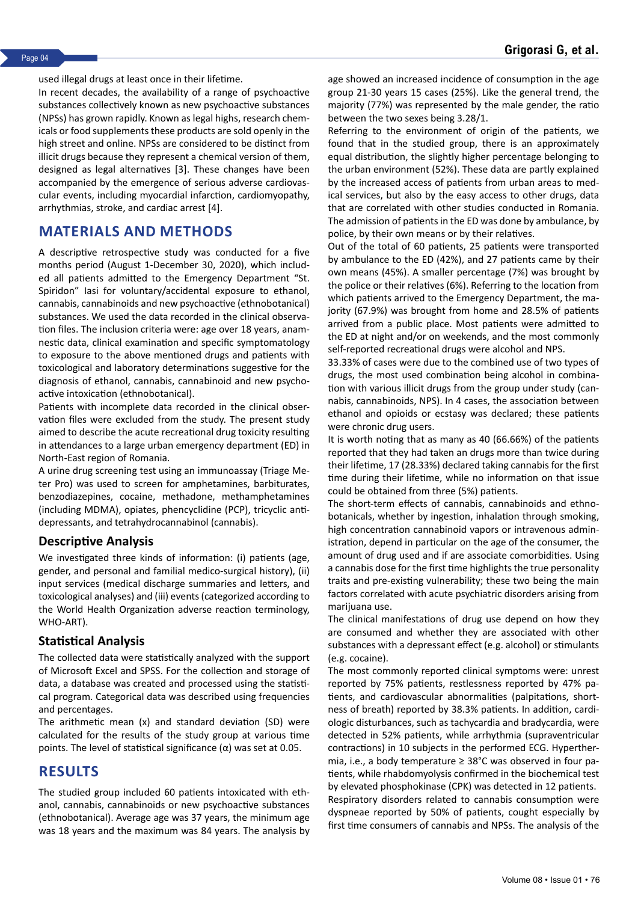used illegal drugs at least once in their lifetime.

In recent decades, the availability of a range of psychoactive substances collectively known as new psychoactive substances (NPSs) has grown rapidly. Known as legal highs, research chemicals or food supplements these products are sold openly in the high street and online. NPSs are considered to be distinct from illicit drugs because they represent a chemical version of them, designed as legal alternatives [3]. These changes have been accompanied by the emergence of serious adverse cardiovascular events, including myocardial infarction, cardiomyopathy, arrhythmias, stroke, and cardiac arrest [4].

## MATERIALS AND METHODS

A descriptive retrospective study was conducted for a five months period (August 1-December 30, 2020), which included all patients admitted to the Emergency Department "St. Spiridon" Iasi for voluntary/accidental exposure to ethanol, cannabis, cannabinoids and new psychoactive (ethnobotanical) substances. We used the data recorded in the clinical observation files. The inclusion criteria were: age over 18 years, anamnestic data, clinical examination and specific symptomatology to exposure to the above mentioned drugs and patients with toxicological and laboratory determinations suggestive for the diagnosis of ethanol, cannabis, cannabinoid and new psychoactive intoxication (ethnobotanical).

Patients with incomplete data recorded in the clinical observation files were excluded from the study. The present study aimed to describe the acute recreational drug toxicity resulting in attendances to a large urban emergency department (ED) in North-East region of Romania.

A urine drug screening test using an immunoassay (Triage Meter Pro) was used to screen for amphetamines, barbiturates, benzodiazepines, cocaine, methadone, methamphetamines (including MDMA), opiates, phencyclidine (PCP), tricyclic antidepressants, and tetrahydrocannabinol (cannabis).

### Descriptive Analysis

We investigated three kinds of information: (i) patients (age, gender, and personal and familial medico-surgical history), (ii) input services (medical discharge summaries and letters, and toxicological analyses) and (iii) events (categorized according to the World Health Organization adverse reaction terminology, WHO-ART).

### Statistical Analysis

The collected data were statistically analyzed with the support of Microsoft Excel and SPSS. For the collection and storage of data, a database was created and processed using the statistical program. Categorical data was described using frequencies and percentages.

The arithmetic mean (x) and standard deviation (SD) were calculated for the results of the study group at various time points. The level of statistical significance (α) was set at 0.05.

## RESULTS

The studied group included 60 patients intoxicated with ethanol, cannabis, cannabinoids or new psychoactive substances (ethnobotanical). Average age was 37 years, the minimum age was 18 years and the maximum was 84 years. The analysis by age showed an increased incidence of consumption in the age group 21-30 years 15 cases (25%). Like the general trend, the majority (77%) was represented by the male gender, the ratio between the two sexes being 3.28/1.

Referring to the environment of origin of the patients, we found that in the studied group, there is an approximately equal distribution, the slightly higher percentage belonging to the urban environment (52%). These data are partly explained by the increased access of patients from urban areas to medical services, but also by the easy access to other drugs, data that are correlated with other studies conducted in Romania. The admission of patients in the ED was done by ambulance, by police, by their own means or by their relatives.

Out of the total of 60 patients, 25 patients were transported by ambulance to the ED (42%), and 27 patients came by their own means (45%). A smaller percentage (7%) was brought by the police or their relatives (6%). Referring to the location from which patients arrived to the Emergency Department, the majority (67.9%) was brought from home and 28.5% of patients arrived from a public place. Most patients were admitted to the ED at night and/or on weekends, and the most commonly self-reported recreational drugs were alcohol and NPS.

33.33% of cases were due to the combined use of two types of drugs, the most used combination being alcohol in combination with various illicit drugs from the group under study (cannabis, cannabinoids, NPS). In 4 cases, the association between ethanol and opioids or ecstasy was declared; these patients were chronic drug users.

It is worth noting that as many as 40 (66.66%) of the patients reported that they had taken an drugs more than twice during their lifetime, 17 (28.33%) declared taking cannabis for the first time during their lifetime, while no information on that issue could be obtained from three (5%) patients.

The short-term effects of cannabis, cannabinoids and ethnobotanicals, whether by ingestion, inhalation through smoking, high concentration cannabinoid vapors or intravenous administration, depend in particular on the age of the consumer, the amount of drug used and if are associate comorbidities. Using a cannabis dose for the first time highlights the true personality traits and pre-existing vulnerability; these two being the main factors correlated with acute psychiatric disorders arising from marijuana use.

The clinical manifestations of drug use depend on how they are consumed and whether they are associated with other substances with a depressant effect (e.g. alcohol) or stimulants (e.g. cocaine).

The most commonly reported clinical symptoms were: unrest reported by 75% patients, restlessness reported by 47% patients, and cardiovascular abnormalities (palpitations, shortness of breath) reported by 38.3% patients. In addition, cardiologic disturbances, such as tachycardia and bradycardia, were detected in 52% patients, while arrhythmia (supraventricular contractions) in 10 subjects in the performed ECG. Hyperthermia, i.e., a body temperature ≥ 38°C was observed in four patients, while rhabdomyolysis confirmed in the biochemical test by elevated phosphokinase (CPK) was detected in 12 patients.

Respiratory disorders related to cannabis consumption were dyspneae reported by 50% of patients, cought especially by first time consumers of cannabis and NPSs. The analysis of the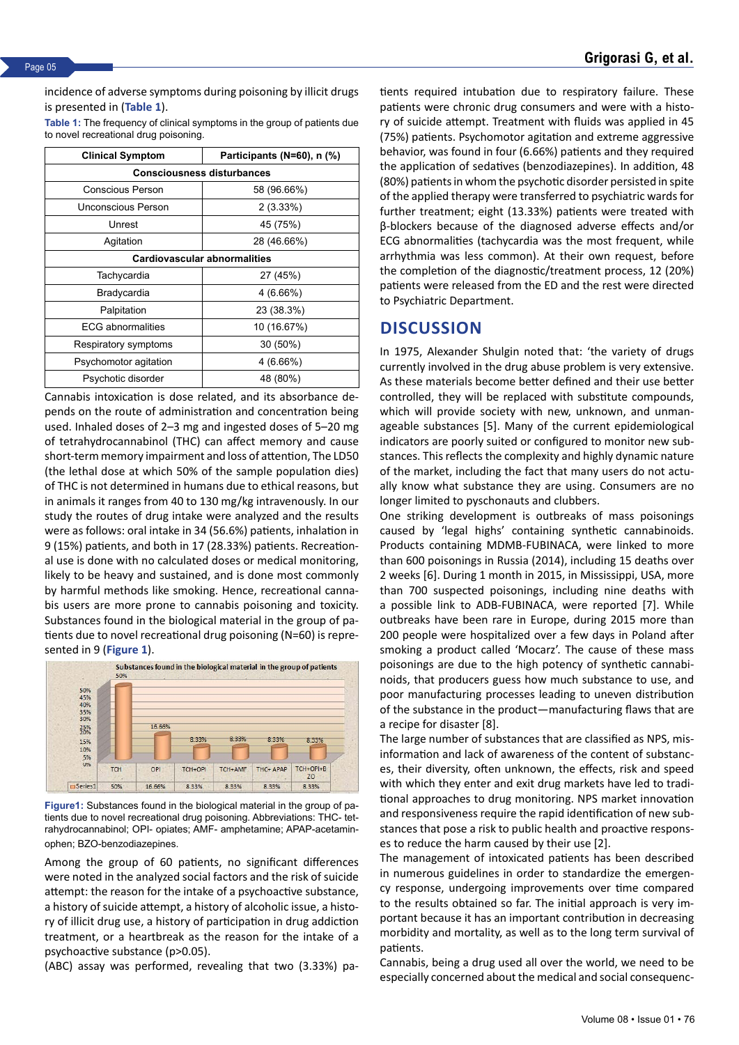incidence of adverse symptoms during poisoning by illicit drugs is presented in (Table 1).

Table 1: The frequency of clinical symptoms in the group of patients due to novel recreational drug poisoning.

| Clinical Symptom | Participants (N=60), n (%) |
|---|---|
| **Consciousness disturbances** | |
| Conscious Person | 58 (96.66%) |
| Unconscious Person | 2 (3.33%) |
| Unrest | 45 (75%) |
| Agitation | 28 (46.66%) |
| **Cardiovascular abnormalities** | |
| Tachycardia | 27 (45%) |
| Bradycardia | 4 (6.66%) |
| Palpitation | 23 (38.3%) |
| ECG abnormalities | 10 (16.67%) |
| Respiratory symptoms | 30 (50%) |
| Psychomotor agitation | 4 (6.66%) |
| Psychotic disorder | 48 (80%) |

Cannabis intoxication is dose related, and its absorbance depends on the route of administration and concentration being used. Inhaled doses of 2–3 mg and ingested doses of 5–20 mg of tetrahydrocannabinol (THC) can affect memory and cause short-term memory impairment and loss of attention, The LD50 (the lethal dose at which 50% of the sample population dies) of THC is not determined in humans due to ethical reasons, but in animals it ranges from 40 to 130 mg/kg intravenously. In our study the routes of drug intake were analyzed and the results were as follows: oral intake in 34 (56.6%) patients, inhalation in 9 (15%) patients, and both in 17 (28.33%) patients. Recreational use is done with no calculated doses or medical monitoring, likely to be heavy and sustained, and is done most commonly by harmful methods like smoking. Hence, recreational cannabis users are more prone to cannabis poisoning and toxicity. Substances found in the biological material in the group of patients due to novel recreational drug poisoning (N=60) is represented in 9 (Figure 1).

| | TCH | OPI | TCH+OPI | TCH+AMF | THC+ APAP | TCH+OPI+BZO |
|---|---|---|---|---|---|---|
| Series1 | 50% | 16.66% | 8.33% | 8.33% | 8.33% | 8.33% |

Figure1: Substances found in the biological material in the group of patients due to novel recreational drug poisoning. Abbreviations: THC- tetrahydrocannabinol; OPI- opiates; AMF- amphetamine; APAP-acetaminophen; BZO-benzodiazepines.

Among the group of 60 patients, no significant differences were noted in the analyzed social factors and the risk of suicide attempt: the reason for the intake of a psychoactive substance, a history of suicide attempt, a history of alcoholic issue, a history of drug use, a history of participation in drug addiction treatment, or a heartbreak as the reason for the intake of a psychoactive substance ($p>0.05$).

(ABC) assay was performed, revealing that two (3.33%) patients required intubation due to respiratory failure. These patients were chronic drug consumers and were with a history of suicide attempt. Treatment with fluids was applied in 45 (75%) patients. Psychomotor agitation and extreme aggressive behavior, was found in four (6.66%) patients and they required the application of sedatives (benzodiazepines). In addition, 48 (80%) patients in whom the psychotic disorder persisted in spite of the applied therapy were transferred to psychiatric wards for further treatment; eight (13.33%) patients were treated with β-blockers because of the diagnosed adverse effects and/or ECG abnormalities (tachycardia was the most frequent, while arrhythmia was less common). At their own request, before the completion of the diagnostic/treatment process, 12 (20%) patients were released from the ED and the rest were directed to Psychiatric Department.

## DISCUSSION

In 1975, Alexander Shulgin noted that: 'the variety of drugs currently involved in the drug abuse problem is very extensive. As these materials become better defined and their use better controlled, they will be replaced with substitute compounds, which will provide society with new, unknown, and unmanageable substances [5]. Many of the current epidemiological indicators are poorly suited or configured to monitor new substances. This reflects the complexity and highly dynamic nature of the market, including the fact that many users do not actually know what substance they are using. Consumers are no longer limited to pyschonauts and clubbers.

One striking development is outbreaks of mass poisonings caused by 'legal highs' containing synthetic cannabinoids. Products containing MDMB-FUBINACA, were linked to more than 600 poisonings in Russia (2014), including 15 deaths over 2 weeks [6]. During 1 month in 2015, in Mississippi, USA, more than 700 suspected poisonings, including nine deaths with a possible link to ADB-FUBINACA, were reported [7]. While outbreaks have been rare in Europe, during 2015 more than 200 people were hospitalized over a few days in Poland after smoking a product called 'Mocarz'. The cause of these mass poisonings are due to the high potency of synthetic cannabinoids, that producers guess how much substance to use, and poor manufacturing processes leading to uneven distribution of the substance in the product—manufacturing flaws that are a recipe for disaster [8].

The large number of substances that are classified as NPS, misinformation and lack of awareness of the content of substances, their diversity, often unknown, the effects, risk and speed with which they enter and exit drug markets have led to traditional approaches to drug monitoring. NPS market innovation and responsiveness require the rapid identification of new substances that pose a risk to public health and proactive responses to reduce the harm caused by their use [2].

The management of intoxicated patients has been described in numerous guidelines in order to standardize the emergency response, undergoing improvements over time compared to the results obtained so far. The initial approach is very important because it has an important contribution in decreasing morbidity and mortality, as well as to the long term survival of patients.

Cannabis, being a drug used all over the world, we need to be especially concerned about the medical and social consequenc-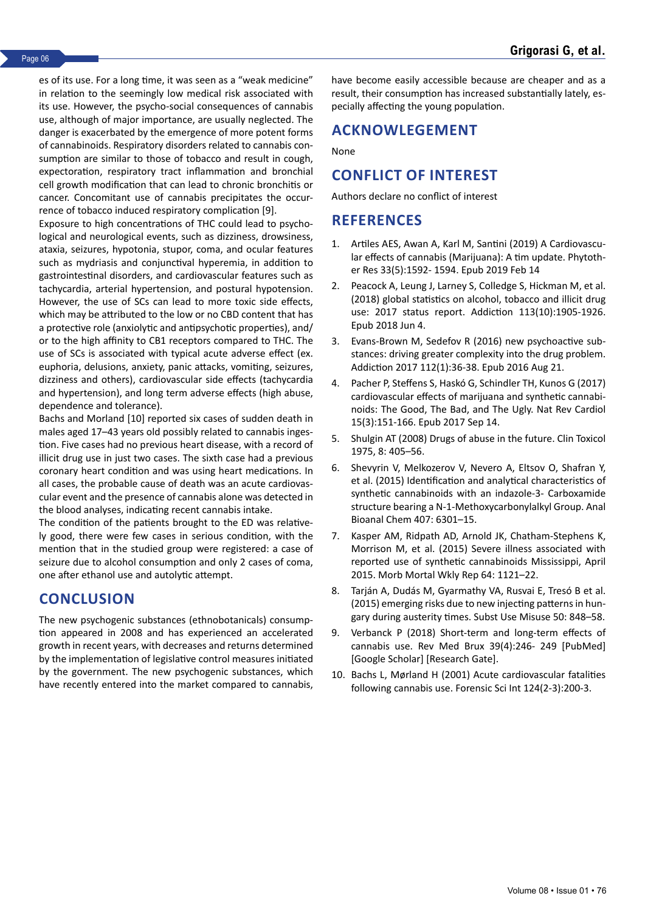es of its use. For a long time, it was seen as a "weak medicine" in relation to the seemingly low medical risk associated with its use. However, the psycho-social consequences of cannabis use, although of major importance, are usually neglected. The danger is exacerbated by the emergence of more potent forms of cannabinoids. Respiratory disorders related to cannabis consumption are similar to those of tobacco and result in cough, expectoration, respiratory tract inflammation and bronchial cell growth modification that can lead to chronic bronchitis or cancer. Concomitant use of cannabis precipitates the occurrence of tobacco induced respiratory complication [9].

Exposure to high concentrations of THC could lead to psychological and neurological events, such as dizziness, drowsiness, ataxia, seizures, hypotonia, stupor, coma, and ocular features such as mydriasis and conjunctival hyperemia, in addition to gastrointestinal disorders, and cardiovascular features such as tachycardia, arterial hypertension, and postural hypotension. However, the use of SCs can lead to more toxic side effects, which may be attributed to the low or no CBD content that has a protective role (anxiolytic and antipsychotic properties), and/or to the high affinity to CB1 receptors compared to THC. The use of SCs is associated with typical acute adverse effect (ex. euphoria, delusions, anxiety, panic attacks, vomiting, seizures, dizziness and others), cardiovascular side effects (tachycardia and hypertension), and long term adverse effects (high abuse, dependence and tolerance).

Bachs and Morland [10] reported six cases of sudden death in males aged 17–43 years old possibly related to cannabis ingestion. Five cases had no previous heart disease, with a record of illicit drug use in just two cases. The sixth case had a previous coronary heart condition and was using heart medications. In all cases, the probable cause of death was an acute cardiovascular event and the presence of cannabis alone was detected in the blood analyses, indicating recent cannabis intake.

The condition of the patients brought to the ED was relatively good, there were few cases in serious condition, with the mention that in the studied group were registered: a case of seizure due to alcohol consumption and only 2 cases of coma, one after ethanol use and autolytic attempt.

## CONCLUSION

The new psychogenic substances (ethnobotanicals) consumption appeared in 2008 and has experienced an accelerated growth in recent years, with decreases and returns determined by the implementation of legislative control measures initiated by the government. The new psychogenic substances, which have recently entered into the market compared to cannabis, have become easily accessible because are cheaper and as a result, their consumption has increased substantially lately, especially affecting the young population.

## ACKNOWLEGEMENT

None

## CONFLICT OF INTEREST

Authors declare no conflict of interest

## REFERENCES

1. Artiles AES, Awan A, Karl M, Santini (2019) A Cardiovascular effects of cannabis (Marijuana): A tim update. Phytother Res 33(5):1592- 1594. Epub 2019 Feb 14
2. Peacock A, Leung J, Larney S, Colledge S, Hickman M, et al. (2018) global statistics on alcohol, tobacco and illicit drug use: 2017 status report. Addiction 113(10):1905-1926. Epub 2018 Jun 4.
3. Evans-Brown M, Sedefov R (2016) new psychoactive substances: driving greater complexity into the drug problem. Addiction 2017 112(1):36-38. Epub 2016 Aug 21.
4. Pacher P, Steffens S, Haskó G, Schindler TH, Kunos G (2017) cardiovascular effects of marijuana and synthetic cannabinoids: The Good, The Bad, and The Ugly. Nat Rev Cardiol 15(3):151-166. Epub 2017 Sep 14.
5. Shulgin AT (2008) Drugs of abuse in the future. Clin Toxicol 1975, 8: 405–56.
6. Shevyrin V, Melkozerov V, Nevero A, Eltsov O, Shafran Y, et al. (2015) Identification and analytical characteristics of synthetic cannabinoids with an indazole-3- Carboxamide structure bearing a N-1-Methoxycarbonylalkyl Group. Anal Bioanal Chem 407: 6301–15.
7. Kasper AM, Ridpath AD, Arnold JK, Chatham-Stephens K, Morrison M, et al. (2015) Severe illness associated with reported use of synthetic cannabinoids Mississippi, April 2015. Morb Mortal Wkly Rep 64: 1121–22.
8. Tarján A, Dudás M, Gyarmathy VA, Rusvai E, Tresó B et al. (2015) emerging risks due to new injecting patterns in hungary during austerity times. Subst Use Misuse 50: 848–58.
9. Verbanck P (2018) Short-term and long-term effects of cannabis use. Rev Med Brux 39(4):246- 249 [PubMed] [Google Scholar] [Research Gate].
10. Bachs L, Mørland H (2001) Acute cardiovascular fatalities following cannabis use. Forensic Sci Int 124(2-3):200-3.